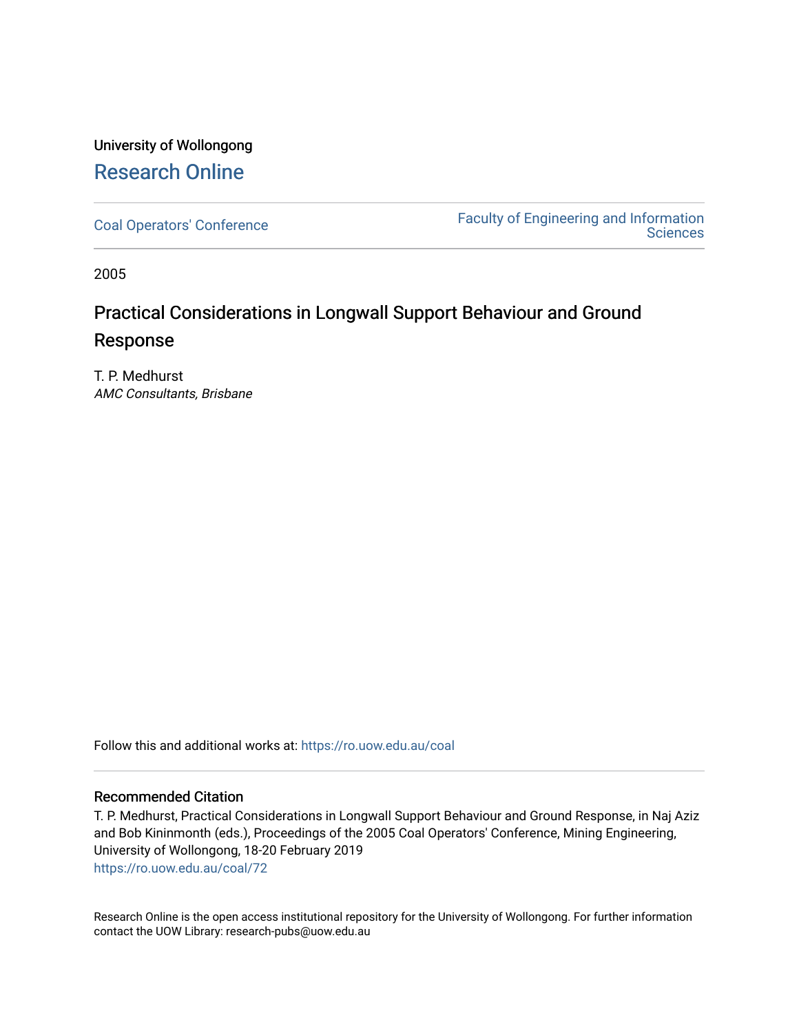University of Wollongong

# Research Online

Coal Operators' Conference

Faculty of Engineering and Information Sciences

2005

## Practical Considerations in Longwall Support Behaviour and Ground Response

T. P. Medhurst
*AMC Consultants, Brisbane*

Follow this and additional works at: https://ro.uow.edu.au/coal

### Recommended Citation

T. P. Medhurst, Practical Considerations in Longwall Support Behaviour and Ground Response, in Naj Aziz and Bob Kininmonth (eds.), Proceedings of the 2005 Coal Operators' Conference, Mining Engineering, University of Wollongong, 18-20 February 2019
https://ro.uow.edu.au/coal/72

Research Online is the open access institutional repository for the University of Wollongong. For further information contact the UOW Library: research-pubs@uow.edu.au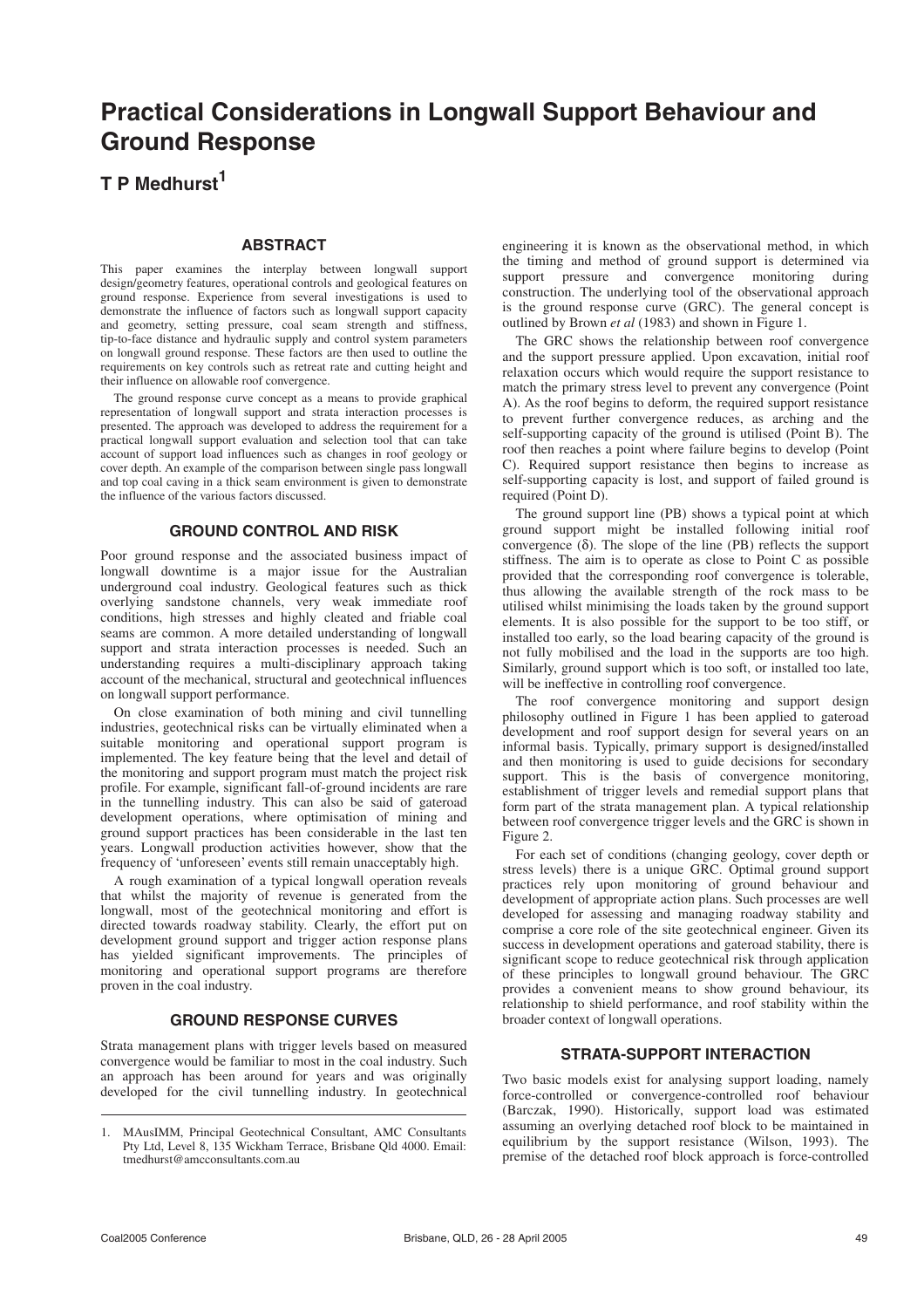# Practical Considerations in Longwall Support Behaviour and Ground Response

**T P Medhurst**[1]

## ABSTRACT

This paper examines the interplay between longwall support design/geometry features, operational controls and geological features on ground response. Experience from several investigations is used to demonstrate the influence of factors such as longwall support capacity and geometry, setting pressure, coal seam strength and stiffness, tip-to-face distance and hydraulic supply and control system parameters on longwall ground response. These factors are then used to outline the requirements on key controls such as retreat rate and cutting height and their influence on allowable roof convergence.

The ground response curve concept as a means to provide graphical representation of longwall support and strata interaction processes is presented. The approach was developed to address the requirement for a practical longwall support evaluation and selection tool that can take account of support load influences such as changes in roof geology or cover depth. An example of the comparison between single pass longwall and top coal caving in a thick seam environment is given to demonstrate the influence of the various factors discussed.

## GROUND CONTROL AND RISK

Poor ground response and the associated business impact of longwall downtime is a major issue for the Australian underground coal industry. Geological features such as thick overlying sandstone channels, very weak immediate roof conditions, high stresses and highly cleated and friable coal seams are common. A more detailed understanding of longwall support and strata interaction processes is needed. Such an understanding requires a multi-disciplinary approach taking account of the mechanical, structural and geotechnical influences on longwall support performance.

On close examination of both mining and civil tunnelling industries, geotechnical risks can be virtually eliminated when a suitable monitoring and operational support program is implemented. The key feature being that the level and detail of the monitoring and support program must match the project risk profile. For example, significant fall-of-ground incidents are rare in the tunnelling industry. This can also be said of gateroad development operations, where optimisation of mining and ground support practices has been considerable in the last ten years. Longwall production activities however, show that the frequency of 'unforeseen' events still remain unacceptably high.

A rough examination of a typical longwall operation reveals that whilst the majority of revenue is generated from the longwall, most of the geotechnical monitoring and effort is directed towards roadway stability. Clearly, the effort put on development ground support and trigger action response plans has yielded significant improvements. The principles of monitoring and operational support programs are therefore proven in the coal industry.

## GROUND RESPONSE CURVES

Strata management plans with trigger levels based on measured convergence would be familiar to most in the coal industry. Such an approach has been around for years and was originally developed for the civil tunnelling industry. In geotechnical engineering it is known as the observational method, in which the timing and method of ground support is determined via support pressure and convergence monitoring during construction. The underlying tool of the observational approach is the ground response curve (GRC). The general concept is outlined by Brown *et al* (1983) and shown in Figure 1.

The GRC shows the relationship between roof convergence and the support pressure applied. Upon excavation, initial roof relaxation occurs which would require the support resistance to match the primary stress level to prevent any convergence (Point A). As the roof begins to deform, the required support resistance to prevent further convergence reduces, as arching and the self-supporting capacity of the ground is utilised (Point B). The roof then reaches a point where failure begins to develop (Point C). Required support resistance then begins to increase as self-supporting capacity is lost, and support of failed ground is required (Point D).

The ground support line (PB) shows a typical point at which ground support might be installed following initial roof convergence ($\delta$). The slope of the line (PB) reflects the support stiffness. The aim is to operate as close to Point C as possible provided that the corresponding roof convergence is tolerable, thus allowing the available strength of the rock mass to be utilised whilst minimising the loads taken by the ground support elements. It is also possible for the support to be too stiff, or installed too early, so the load bearing capacity of the ground is not fully mobilised and the load in the supports are too high. Similarly, ground support which is too soft, or installed too late, will be ineffective in controlling roof convergence.

The roof convergence monitoring and support design philosophy outlined in Figure 1 has been applied to gateroad development and roof support design for several years on an informal basis. Typically, primary support is designed/installed and then monitoring is used to guide decisions for secondary support. This is the basis of convergence monitoring, establishment of trigger levels and remedial support plans that form part of the strata management plan. A typical relationship between roof convergence trigger levels and the GRC is shown in Figure 2.

For each set of conditions (changing geology, cover depth or stress levels) there is a unique GRC. Optimal ground support practices rely upon monitoring of ground behaviour and development of appropriate action plans. Such processes are well developed for assessing and managing roadway stability and comprise a core role of the site geotechnical engineer. Given its success in development operations and gateroad stability, there is significant scope to reduce geotechnical risk through application of these principles to longwall ground behaviour. The GRC provides a convenient means to show ground behaviour, its relationship to shield performance, and roof stability within the broader context of longwall operations.

## STRATA-SUPPORT INTERACTION

Two basic models exist for analysing support loading, namely force-controlled or convergence-controlled roof behaviour (Barczak, 1990). Historically, support load was estimated assuming an overlying detached roof block to be maintained in equilibrium by the support resistance (Wilson, 1993). The premise of the detached roof block approach is force-controlled

---

1. MAusIMM, Principal Geotechnical Consultant, AMC Consultants Pty Ltd, Level 8, 135 Wickham Terrace, Brisbane Qld 4000. Email: tmedhurst@amcconsultants.com.au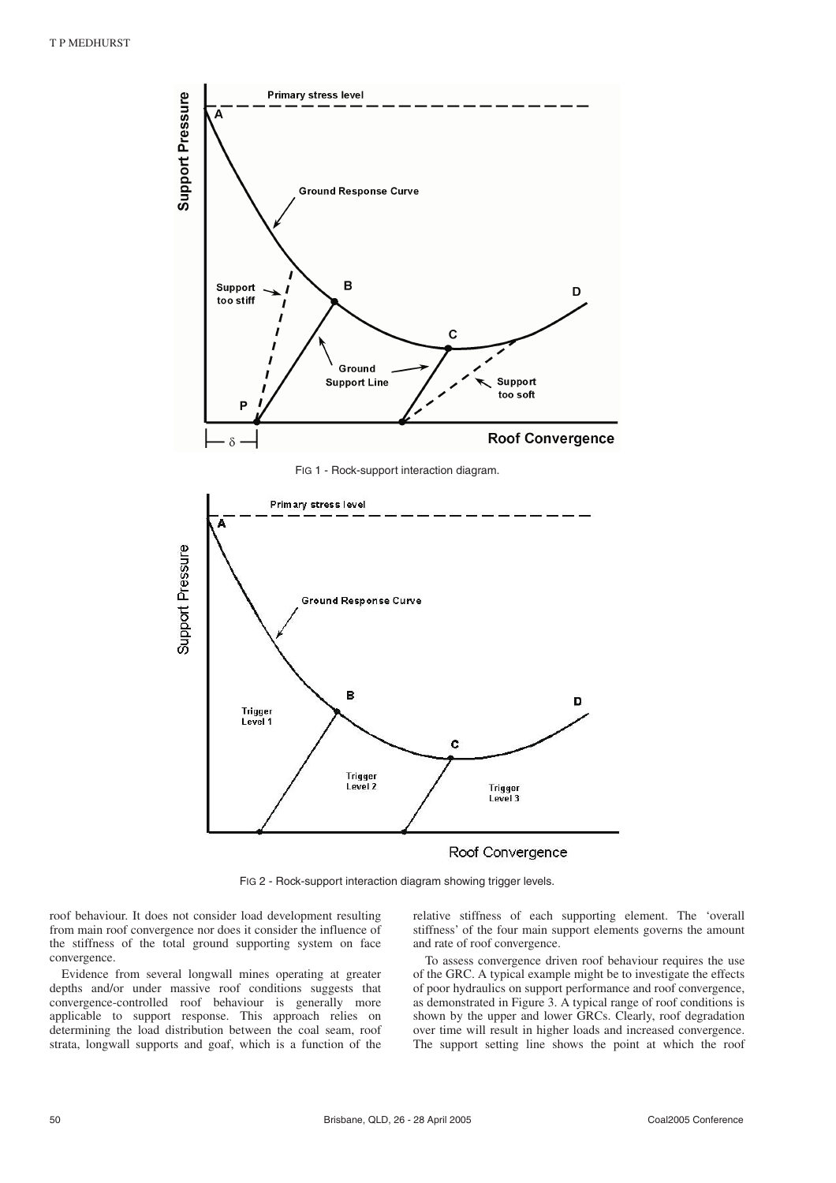FIG 1 - Rock-support interaction diagram.

FIG 2 - Rock-support interaction diagram showing trigger levels.

roof behaviour. It does not consider load development resulting from main roof convergence nor does it consider the influence of the stiffness of the total ground supporting system on face convergence.

Evidence from several longwall mines operating at greater depths and/or under massive roof conditions suggests that convergence-controlled roof behaviour is generally more applicable to support response. This approach relies on determining the load distribution between the coal seam, roof strata, longwall supports and goaf, which is a function of the relative stiffness of each supporting element. The 'overall stiffness' of the four main support elements governs the amount and rate of roof convergence.

To assess convergence driven roof behaviour requires the use of the GRC. A typical example might be to investigate the effects of poor hydraulics on support performance and roof convergence, as demonstrated in Figure 3. A typical range of roof conditions is shown by the upper and lower GRCs. Clearly, roof degradation over time will result in higher loads and increased convergence. The support setting line shows the point at which the roof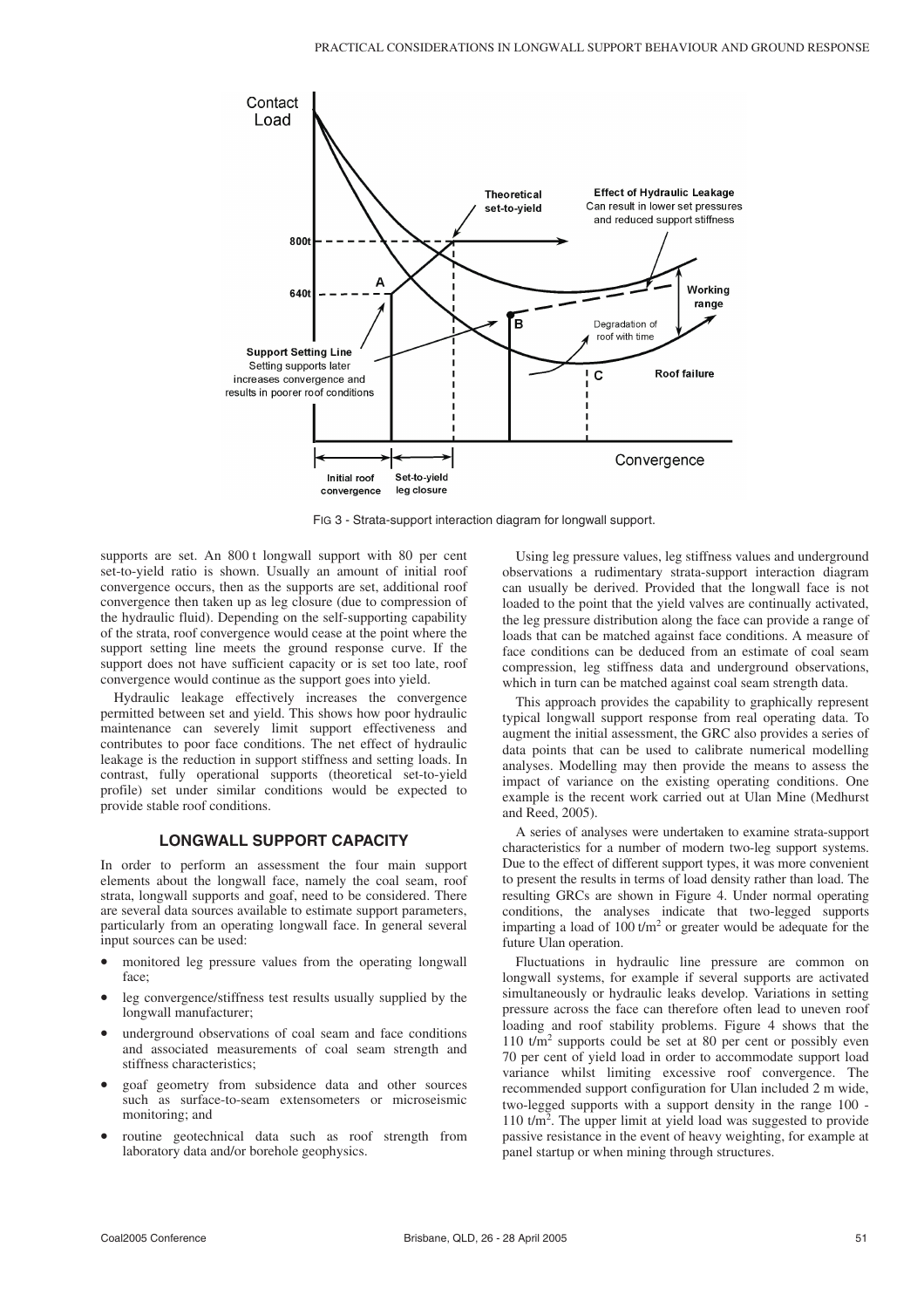FIG 3 - Strata-support interaction diagram for longwall support.

supports are set. An 800 t longwall support with 80 per cent set-to-yield ratio is shown. Usually an amount of initial roof convergence occurs, then as the supports are set, additional roof convergence then taken up as leg closure (due to compression of the hydraulic fluid). Depending on the self-supporting capability of the strata, roof convergence would cease at the point where the support setting line meets the ground response curve. If the support does not have sufficient capacity or is set too late, roof convergence would continue as the support goes into yield.

Hydraulic leakage effectively increases the convergence permitted between set and yield. This shows how poor hydraulic maintenance can severely limit support effectiveness and contributes to poor face conditions. The net effect of hydraulic leakage is the reduction in support stiffness and setting loads. In contrast, fully operational supports (theoretical set-to-yield profile) set under similar conditions would be expected to provide stable roof conditions.

## LONGWALL SUPPORT CAPACITY

In order to perform an assessment the four main support elements about the longwall face, namely the coal seam, roof strata, longwall supports and goaf, need to be considered. There are several data sources available to estimate support parameters, particularly from an operating longwall face. In general several input sources can be used:

- monitored leg pressure values from the operating longwall face;
- leg convergence/stiffness test results usually supplied by the longwall manufacturer;
- underground observations of coal seam and face conditions and associated measurements of coal seam strength and stiffness characteristics;
- goaf geometry from subsidence data and other sources such as surface-to-seam extensometers or microseismic monitoring; and
- routine geotechnical data such as roof strength from laboratory data and/or borehole geophysics.

Using leg pressure values, leg stiffness values and underground observations a rudimentary strata-support interaction diagram can usually be derived. Provided that the longwall face is not loaded to the point that the yield valves are continually activated, the leg pressure distribution along the face can provide a range of loads that can be matched against face conditions. A measure of face conditions can be deduced from an estimate of coal seam compression, leg stiffness data and underground observations, which in turn can be matched against coal seam strength data.

This approach provides the capability to graphically represent typical longwall support response from real operating data. To augment the initial assessment, the GRC also provides a series of data points that can be used to calibrate numerical modelling analyses. Modelling may then provide the means to assess the impact of variance on the existing operating conditions. One example is the recent work carried out at Ulan Mine (Medhurst and Reed, 2005).

A series of analyses were undertaken to examine strata-support characteristics for a number of modern two-leg support systems. Due to the effect of different support types, it was more convenient to present the results in terms of load density rather than load. The resulting GRCs are shown in Figure 4. Under normal operating conditions, the analyses indicate that two-legged supports imparting a load of 100 t/m$^2$ or greater would be adequate for the future Ulan operation.

Fluctuations in hydraulic line pressure are common on longwall systems, for example if several supports are activated simultaneously or hydraulic leaks develop. Variations in setting pressure across the face can therefore often lead to uneven roof loading and roof stability problems. Figure 4 shows that the 110 t/m$^2$ supports could be set at 80 per cent or possibly even 70 per cent of yield load in order to accommodate support load variance whilst limiting excessive roof convergence. The recommended support configuration for Ulan included 2 m wide, two-legged supports with a support density in the range 100 - 110 t/m$^2$. The upper limit at yield load was suggested to provide passive resistance in the event of heavy weighting, for example at panel startup or when mining through structures.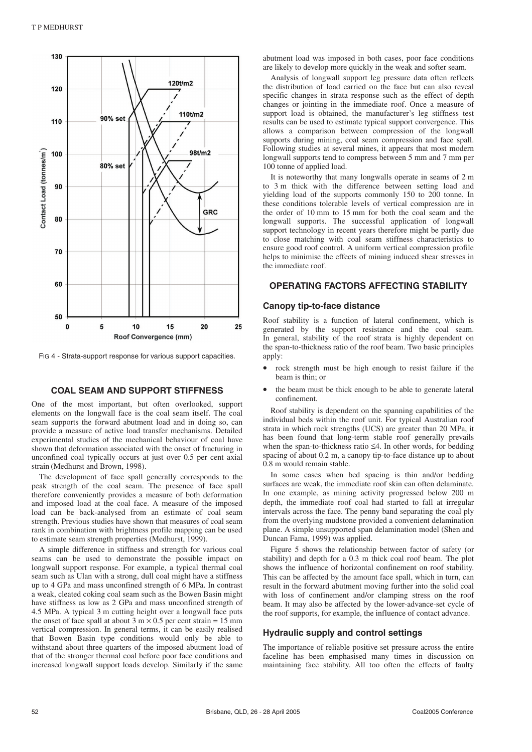FIG 4 - Strata-support response for various support capacities.

## COAL SEAM AND SUPPORT STIFFNESS

One of the most important, but often overlooked, support elements on the longwall face is the coal seam itself. The coal seam supports the forward abutment load and in doing so, can provide a measure of active load transfer mechanisms. Detailed experimental studies of the mechanical behaviour of coal have shown that deformation associated with the onset of fracturing in unconfined coal typically occurs at just over 0.5 per cent axial strain (Medhurst and Brown, 1998).

The development of face spall generally corresponds to the peak strength of the coal seam. The presence of face spall therefore conveniently provides a measure of both deformation and imposed load at the coal face. A measure of the imposed load can be back-analysed from an estimate of coal seam strength. Previous studies have shown that measures of coal seam rank in combination with brightness profile mapping can be used to estimate seam strength properties (Medhurst, 1999).

A simple difference in stiffness and strength for various coal seams can be used to demonstrate the possible impact on longwall support response. For example, a typical thermal coal seam such as Ulan with a strong, dull coal might have a stiffness up to 4 GPa and mass unconfined strength of 6 MPa. In contrast a weak, cleated coking coal seam such as the Bowen Basin might have stiffness as low as 2 GPa and mass unconfined strength of 4.5 MPa. A typical 3 m cutting height over a longwall face puts the onset of face spall at about 3 m × 0.5 per cent strain = 15 mm vertical compression. In general terms, it can be easily realised that Bowen Basin type conditions would only be able to withstand about three quarters of the imposed abutment load of that of the stronger thermal coal before poor face conditions and increased longwall support loads develop. Similarly if the same abutment load was imposed in both cases, poor face conditions are likely to develop more quickly in the weak and softer seam.

Analysis of longwall support leg pressure data often reflects the distribution of load carried on the face but can also reveal specific changes in strata response such as the effect of depth changes or jointing in the immediate roof. Once a measure of support load is obtained, the manufacturer's leg stiffness test results can be used to estimate typical support convergence. This allows a comparison between compression of the longwall supports during mining, coal seam compression and face spall. Following studies at several mines, it appears that most modern longwall supports tend to compress between 5 mm and 7 mm per 100 tonne of applied load.

It is noteworthy that many longwalls operate in seams of 2 m to 3 m thick with the difference between setting load and yielding load of the supports commonly 150 to 200 tonne. In these conditions tolerable levels of vertical compression are in the order of 10 mm to 15 mm for both the coal seam and the longwall supports. The successful application of longwall support technology in recent years therefore might be partly due to close matching with coal seam stiffness characteristics to ensure good roof control. A uniform vertical compression profile helps to minimise the effects of mining induced shear stresses in the immediate roof.

## OPERATING FACTORS AFFECTING STABILITY

### Canopy tip-to-face distance

Roof stability is a function of lateral confinement, which is generated by the support resistance and the coal seam. In general, stability of the roof strata is highly dependent on the span-to-thickness ratio of the roof beam. Two basic principles apply:

- rock strength must be high enough to resist failure if the beam is thin; or
- the beam must be thick enough to be able to generate lateral confinement.

Roof stability is dependent on the spanning capabilities of the individual beds within the roof unit. For typical Australian roof strata in which rock strengths (UCS) are greater than 20 MPa, it has been found that long-term stable roof generally prevails when the span-to-thickness ratio ≤4. In other words, for bedding spacing of about 0.2 m, a canopy tip-to-face distance up to about 0.8 m would remain stable.

In some cases when bed spacing is thin and/or bedding surfaces are weak, the immediate roof skin can often delaminate. In one example, as mining activity progressed below 200 m depth, the immediate roof coal had started to fall at irregular intervals across the face. The penny band separating the coal ply from the overlying mudstone provided a convenient delamination plane. A simple unsupported span delamination model (Shen and Duncan Fama, 1999) was applied.

Figure 5 shows the relationship between factor of safety (or stability) and depth for a 0.3 m thick coal roof beam. The plot shows the influence of horizontal confinement on roof stability. This can be affected by the amount face spall, which in turn, can result in the forward abutment moving further into the solid coal with loss of confinement and/or clamping stress on the roof beam. It may also be affected by the lower-advance-set cycle of the roof supports, for example, the influence of contact advance.

### Hydraulic supply and control settings

The importance of reliable positive set pressure across the entire faceline has been emphasised many times in discussion on maintaining face stability. All too often the effects of faulty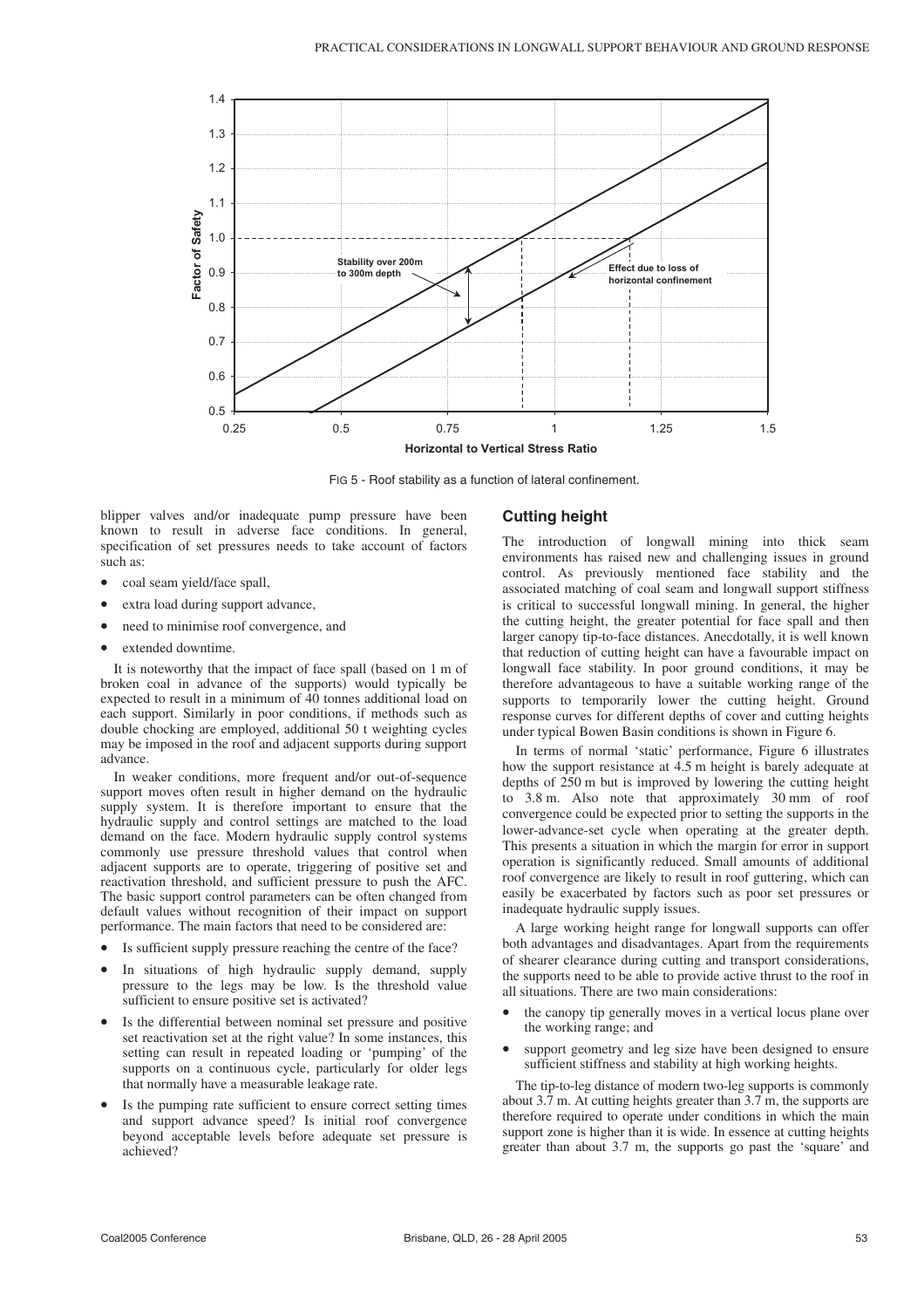FIG 5 - Roof stability as a function of lateral confinement.

blipper valves and/or inadequate pump pressure have been known to result in adverse face conditions. In general, specification of set pressures needs to take account of factors such as:

- coal seam yield/face spall,
- extra load during support advance,
- need to minimise roof convergence, and
- extended downtime.

It is noteworthy that the impact of face spall (based on 1 m of broken coal in advance of the supports) would typically be expected to result in a minimum of 40 tonnes additional load on each support. Similarly in poor conditions, if methods such as double chocking are employed, additional 50 t weighting cycles may be imposed in the roof and adjacent supports during support advance.

In weaker conditions, more frequent and/or out-of-sequence support moves often result in higher demand on the hydraulic supply system. It is therefore important to ensure that the hydraulic supply and control settings are matched to the load demand on the face. Modern hydraulic supply control systems commonly use pressure threshold values that control when adjacent supports are to operate, triggering of positive set and reactivation threshold, and sufficient pressure to push the AFC. The basic support control parameters can be often changed from default values without recognition of their impact on support performance. The main factors that need to be considered are:

- Is sufficient supply pressure reaching the centre of the face?
- In situations of high hydraulic supply demand, supply pressure to the legs may be low. Is the threshold value sufficient to ensure positive set is activated?
- Is the differential between nominal set pressure and positive set reactivation set at the right value? In some instances, this setting can result in repeated loading or 'pumping' of the supports on a continuous cycle, particularly for older legs that normally have a measurable leakage rate.
- Is the pumping rate sufficient to ensure correct setting times and support advance speed? Is initial roof convergence beyond acceptable levels before adequate set pressure is achieved?

## Cutting height

The introduction of longwall mining into thick seam environments has raised new and challenging issues in ground control. As previously mentioned face stability and the associated matching of coal seam and longwall support stiffness is critical to successful longwall mining. In general, the higher the cutting height, the greater potential for face spall and then larger canopy tip-to-face distances. Anecdotally, it is well known that reduction of cutting height can have a favourable impact on longwall face stability. In poor ground conditions, it may be therefore advantageous to have a suitable working range of the supports to temporarily lower the cutting height. Ground response curves for different depths of cover and cutting heights under typical Bowen Basin conditions is shown in Figure 6.

In terms of normal 'static' performance, Figure 6 illustrates how the support resistance at 4.5 m height is barely adequate at depths of 250 m but is improved by lowering the cutting height to 3.8 m. Also note that approximately 30 mm of roof convergence could be expected prior to setting the supports in the lower-advance-set cycle when operating at the greater depth. This presents a situation in which the margin for error in support operation is significantly reduced. Small amounts of additional roof convergence are likely to result in roof guttering, which can easily be exacerbated by factors such as poor set pressures or inadequate hydraulic supply issues.

A large working height range for longwall supports can offer both advantages and disadvantages. Apart from the requirements of shearer clearance during cutting and transport considerations, the supports need to be able to provide active thrust to the roof in all situations. There are two main considerations:

- the canopy tip generally moves in a vertical locus plane over the working range; and
- support geometry and leg size have been designed to ensure sufficient stiffness and stability at high working heights.

The tip-to-leg distance of modern two-leg supports is commonly about 3.7 m. At cutting heights greater than 3.7 m, the supports are therefore required to operate under conditions in which the main support zone is higher than it is wide. In essence at cutting heights greater than about 3.7 m, the supports go past the 'square' and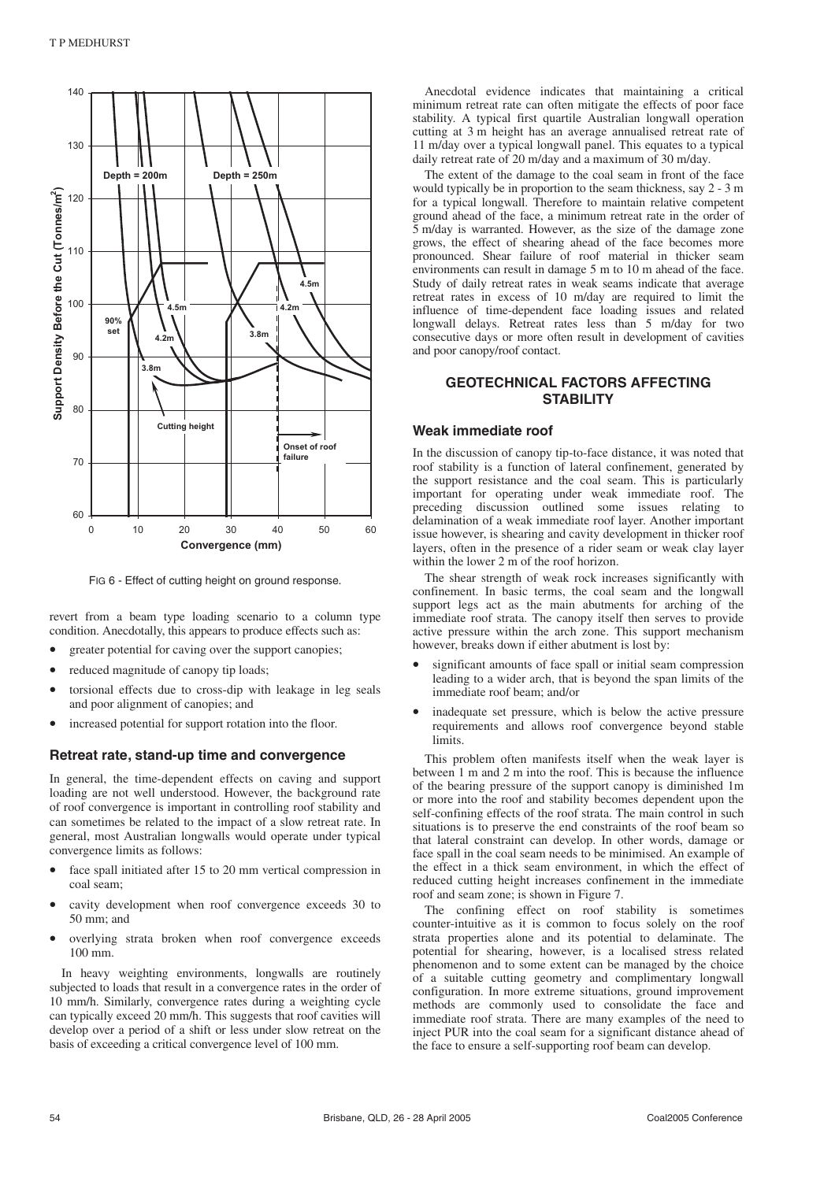FIG 6 - Effect of cutting height on ground response.

revert from a beam type loading scenario to a column type condition. Anecdotally, this appears to produce effects such as:

- greater potential for caving over the support canopies;
- reduced magnitude of canopy tip loads;
- torsional effects due to cross-dip with leakage in leg seals and poor alignment of canopies; and
- increased potential for support rotation into the floor.

### Retreat rate, stand-up time and convergence

In general, the time-dependent effects on caving and support loading are not well understood. However, the background rate of roof convergence is important in controlling roof stability and can sometimes be related to the impact of a slow retreat rate. In general, most Australian longwalls would operate under typical convergence limits as follows:

- face spall initiated after 15 to 20 mm vertical compression in coal seam;
- cavity development when roof convergence exceeds 30 to 50 mm; and
- overlying strata broken when roof convergence exceeds 100 mm.

In heavy weighting environments, longwalls are routinely subjected to loads that result in a convergence rates in the order of 10 mm/h. Similarly, convergence rates during a weighting cycle can typically exceed 20 mm/h. This suggests that roof cavities will develop over a period of a shift or less under slow retreat on the basis of exceeding a critical convergence level of 100 mm.

Anecdotal evidence indicates that maintaining a critical minimum retreat rate can often mitigate the effects of poor face stability. A typical first quartile Australian longwall operation cutting at 3 m height has an average annualised retreat rate of 11 m/day over a typical longwall panel. This equates to a typical daily retreat rate of 20 m/day and a maximum of 30 m/day.

The extent of the damage to the coal seam in front of the face would typically be in proportion to the seam thickness, say 2 - 3 m for a typical longwall. Therefore to maintain relative competent ground ahead of the face, a minimum retreat rate in the order of 5 m/day is warranted. However, as the size of the damage zone grows, the effect of shearing ahead of the face becomes more pronounced. Shear failure of roof material in thicker seam environments can result in damage 5 m to 10 m ahead of the face. Study of daily retreat rates in weak seams indicate that average retreat rates in excess of 10 m/day are required to limit the influence of time-dependent face loading issues and related longwall delays. Retreat rates less than 5 m/day for two consecutive days or more often result in development of cavities and poor canopy/roof contact.

## GEOTECHNICAL FACTORS AFFECTING STABILITY

### Weak immediate roof

In the discussion of canopy tip-to-face distance, it was noted that roof stability is a function of lateral confinement, generated by the support resistance and the coal seam. This is particularly important for operating under weak immediate roof. The preceding discussion outlined some issues relating to delamination of a weak immediate roof layer. Another important issue however, is shearing and cavity development in thicker roof layers, often in the presence of a rider seam or weak clay layer within the lower 2 m of the roof horizon.

The shear strength of weak rock increases significantly with confinement. In basic terms, the coal seam and the longwall support legs act as the main abutments for arching of the immediate roof strata. The canopy itself then serves to provide active pressure within the arch zone. This support mechanism however, breaks down if either abutment is lost by:

- significant amounts of face spall or initial seam compression leading to a wider arch, that is beyond the span limits of the immediate roof beam; and/or
- inadequate set pressure, which is below the active pressure requirements and allows roof convergence beyond stable limits.

This problem often manifests itself when the weak layer is between 1 m and 2 m into the roof. This is because the influence of the bearing pressure of the support canopy is diminished 1m or more into the roof and stability becomes dependent upon the self-confining effects of the roof strata. The main control in such situations is to preserve the end constraints of the roof beam so that lateral constraint can develop. In other words, damage or face spall in the coal seam needs to be minimised. An example of the effect in a thick seam environment, in which the effect of reduced cutting height increases confinement in the immediate roof and seam zone; is shown in Figure 7.

The confining effect on roof stability is sometimes counter-intuitive as it is common to focus solely on the roof strata properties alone and its potential to delaminate. The potential for shearing, however, is a localised stress related phenomenon and to some extent can be managed by the choice of a suitable cutting geometry and complimentary longwall configuration. In more extreme situations, ground improvement methods are commonly used to consolidate the face and immediate roof strata. There are many examples of the need to inject PUR into the coal seam for a significant distance ahead of the face to ensure a self-supporting roof beam can develop.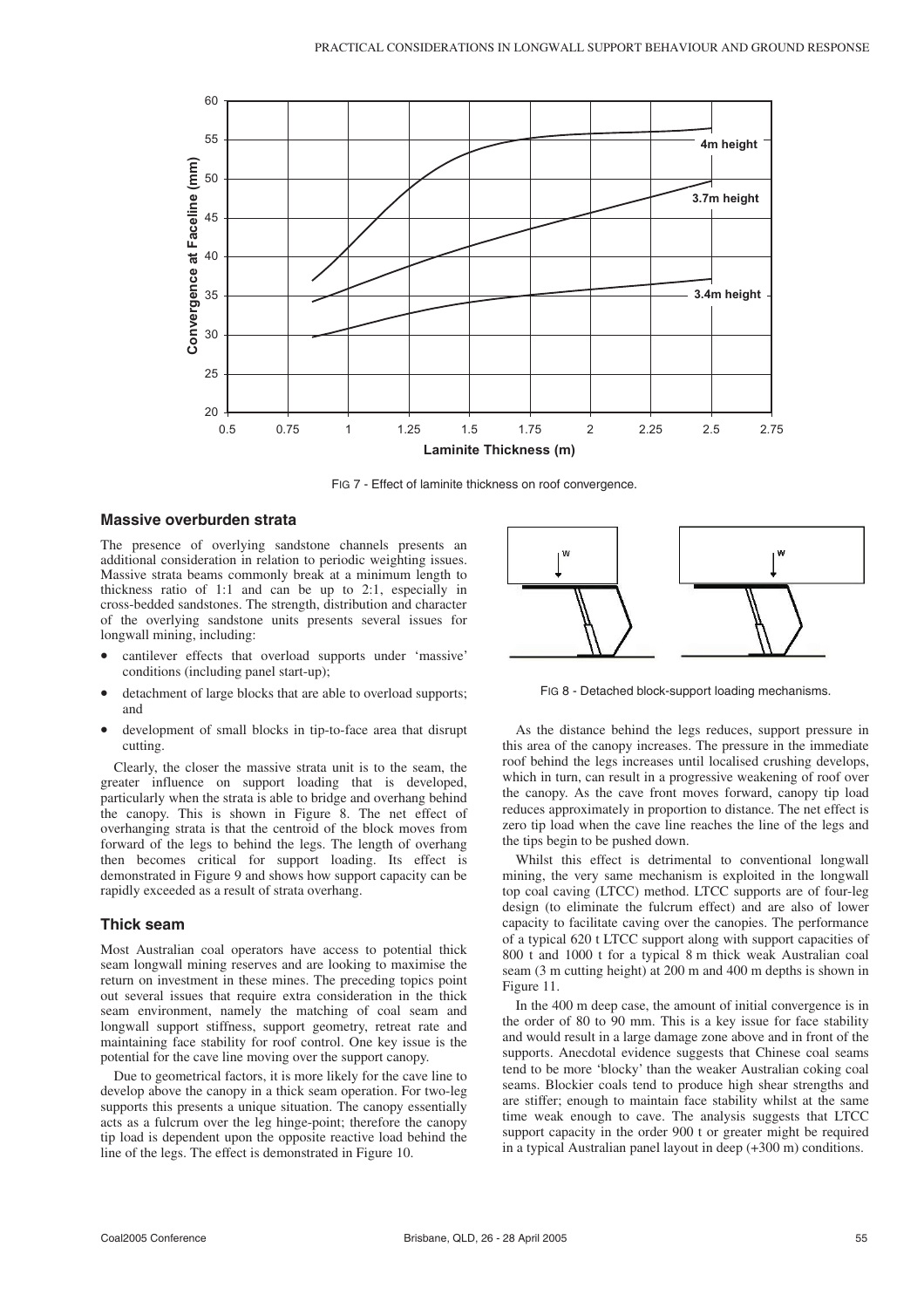FIG 7 - Effect of laminite thickness on roof convergence.

## Massive overburden strata

The presence of overlying sandstone channels presents an additional consideration in relation to periodic weighting issues. Massive strata beams commonly break at a minimum length to thickness ratio of 1:1 and can be up to 2:1, especially in cross-bedded sandstones. The strength, distribution and character of the overlying sandstone units presents several issues for longwall mining, including:

- cantilever effects that overload supports under 'massive' conditions (including panel start-up);
- detachment of large blocks that are able to overload supports; and
- development of small blocks in tip-to-face area that disrupt cutting.

Clearly, the closer the massive strata unit is to the seam, the greater influence on support loading that is developed, particularly when the strata is able to bridge and overhang behind the canopy. This is shown in Figure 8. The net effect of overhanging strata is that the centroid of the block moves from forward of the legs to behind the legs. The length of overhang then becomes critical for support loading. Its effect is demonstrated in Figure 9 and shows how support capacity can be rapidly exceeded as a result of strata overhang.

## Thick seam

Most Australian coal operators have access to potential thick seam longwall mining reserves and are looking to maximise the return on investment in these mines. The preceding topics point out several issues that require extra consideration in the thick seam environment, namely the matching of coal seam and longwall support stiffness, support geometry, retreat rate and maintaining face stability for roof control. One key issue is the potential for the cave line moving over the support canopy.

Due to geometrical factors, it is more likely for the cave line to develop above the canopy in a thick seam operation. For two-leg supports this presents a unique situation. The canopy essentially acts as a fulcrum over the leg hinge-point; therefore the canopy tip load is dependent upon the opposite reactive load behind the line of the legs. The effect is demonstrated in Figure 10.

FIG 8 - Detached block-support loading mechanisms.

As the distance behind the legs reduces, support pressure in this area of the canopy increases. The pressure in the immediate roof behind the legs increases until localised crushing develops, which in turn, can result in a progressive weakening of roof over the canopy. As the cave front moves forward, canopy tip load reduces approximately in proportion to distance. The net effect is zero tip load when the cave line reaches the line of the legs and the tips begin to be pushed down.

Whilst this effect is detrimental to conventional longwall mining, the very same mechanism is exploited in the longwall top coal caving (LTCC) method. LTCC supports are of four-leg design (to eliminate the fulcrum effect) and are also of lower capacity to facilitate caving over the canopies. The performance of a typical 620 t LTCC support along with support capacities of 800 t and 1000 t for a typical 8 m thick weak Australian coal seam (3 m cutting height) at 200 m and 400 m depths is shown in Figure 11.

In the 400 m deep case, the amount of initial convergence is in the order of 80 to 90 mm. This is a key issue for face stability and would result in a large damage zone above and in front of the supports. Anecdotal evidence suggests that Chinese coal seams tend to be more 'blocky' than the weaker Australian coking coal seams. Blockier coals tend to produce high shear strengths and are stiffer; enough to maintain face stability whilst at the same time weak enough to cave. The analysis suggests that LTCC support capacity in the order 900 t or greater might be required in a typical Australian panel layout in deep (+300 m) conditions.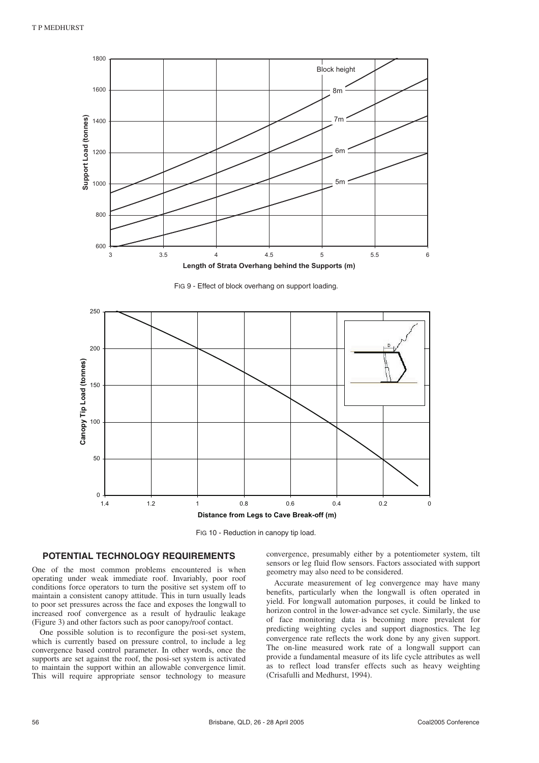FIG 9 - Effect of block overhang on support loading.

FIG 10 - Reduction in canopy tip load.

## POTENTIAL TECHNOLOGY REQUIREMENTS

One of the most common problems encountered is when operating under weak immediate roof. Invariably, poor roof conditions force operators to turn the positive set system off to maintain a consistent canopy attitude. This in turn usually leads to poor set pressures across the face and exposes the longwall to increased roof convergence as a result of hydraulic leakage (Figure 3) and other factors such as poor canopy/roof contact.

One possible solution is to reconfigure the posi-set system, which is currently based on pressure control, to include a leg convergence based control parameter. In other words, once the supports are set against the roof, the posi-set system is activated to maintain the support within an allowable convergence limit. This will require appropriate sensor technology to measure convergence, presumably either by a potentiometer system, tilt sensors or leg fluid flow sensors. Factors associated with support geometry may also need to be considered.

Accurate measurement of leg convergence may have many benefits, particularly when the longwall is often operated in yield. For longwall automation purposes, it could be linked to horizon control in the lower-advance set cycle. Similarly, the use of face monitoring data is becoming more prevalent for predicting weighting cycles and support diagnostics. The leg convergence rate reflects the work done by any given support. The on-line measured work rate of a longwall support can provide a fundamental measure of its life cycle attributes as well as to reflect load transfer effects such as heavy weighting (Crisafulli and Medhurst, 1994).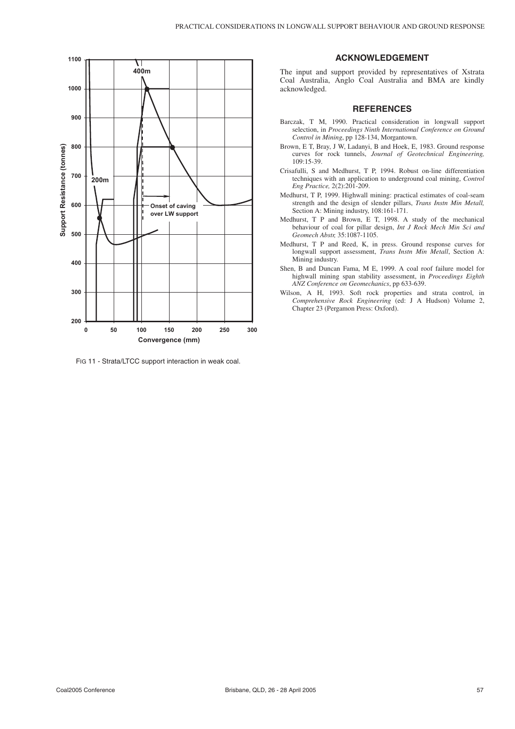1100

1000

900

800

700

600

500

400

300

200

Support Resistance (tonnes)

0 50 100 150 200 250 300

Convergence (mm)

400m

200m

Onset of caving over LW support

FIG 11 - Strata/LTCC support interaction in weak coal.

## ACKNOWLEDGEMENT

The input and support provided by representatives of Xstrata Coal Australia, Anglo Coal Australia and BMA are kindly acknowledged.

## REFERENCES

Barczak, T M, 1990. Practical consideration in longwall support selection, in *Proceedings Ninth International Conference on Ground Control in Mining*, pp 128-134, Morgantown.

Brown, E T, Bray, J W, Ladanyi, B and Hoek, E, 1983. Ground response curves for rock tunnels, *Journal of Geotechnical Engineering,* 109:15-39.

Crisafulli, S and Medhurst, T P, 1994. Robust on-line differentiation techniques with an application to underground coal mining, *Control Eng Practice,* 2(2):201-209.

Medhurst, T P, 1999. Highwall mining: practical estimates of coal-seam strength and the design of slender pillars, *Trans Instn Min Metall,* Section A: Mining industry, 108:161-171.

Medhurst, T P and Brown, E T, 1998. A study of the mechanical behaviour of coal for pillar design, *Int J Rock Mech Min Sci and Geomech Abstr,* 35:1087-1105.

Medhurst, T P and Reed, K, in press. Ground response curves for longwall support assessment, *Trans Instn Min Metall*, Section A: Mining industry.

Shen, B and Duncan Fama, M E, 1999. A coal roof failure model for highwall mining span stability assessment, in *Proceedings Eighth ANZ Conference on Geomechanics*, pp 633-639.

Wilson, A H, 1993. Soft rock properties and strata control, in *Comprehensive Rock Engineering* (ed: J A Hudson) Volume 2, Chapter 23 (Pergamon Press: Oxford).